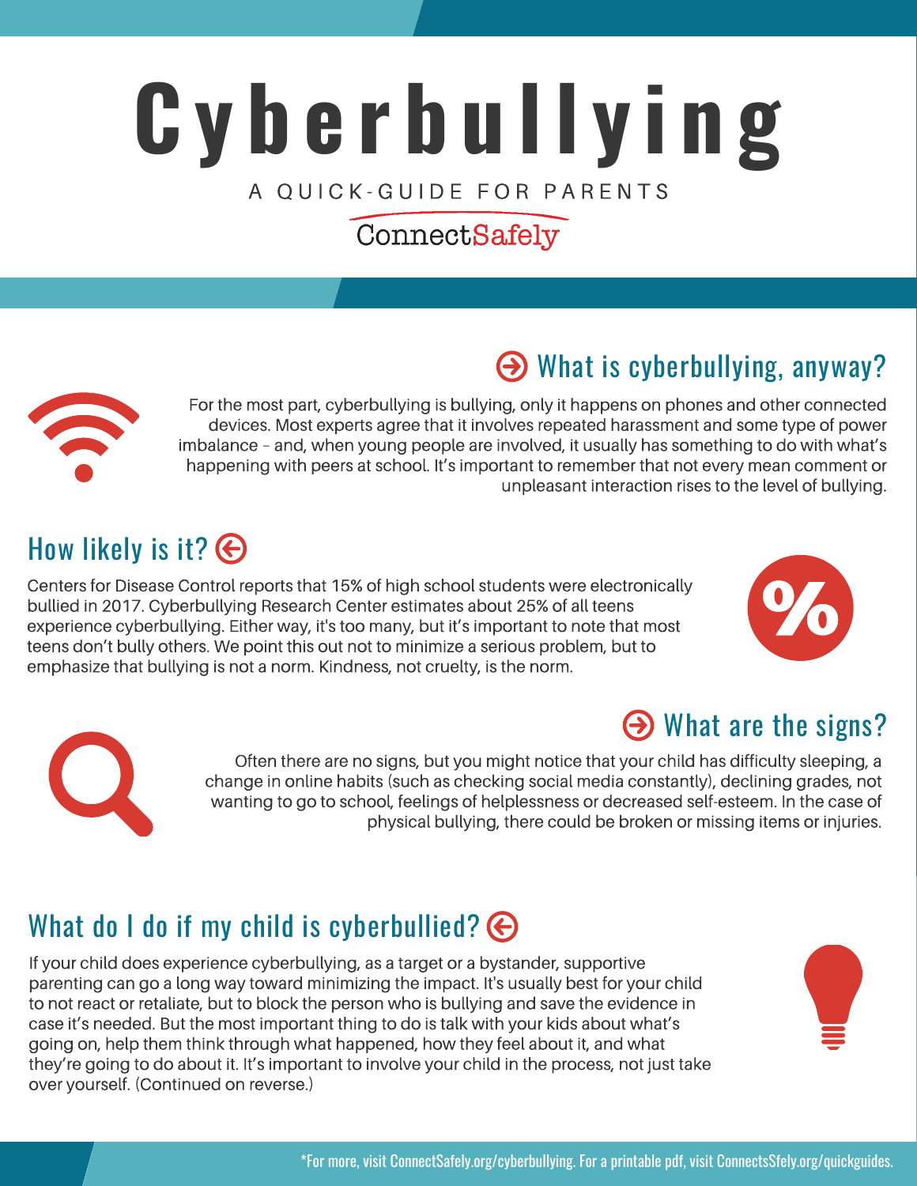# Cyberbullying

A QUICK-GUIDE FOR PARENTS

ConnectSafely

## What is cyberbullying, anyway?

For the most part, cyberbullying is bullying, only it happens on phones and other connected devices. Most experts agree that it involves repeated harassment and some type of power imbalance – and, when young people are involved, it usually has something to do with what's happening with peers at school. It's important to remember that not every mean comment or unpleasant interaction rises to the level of bullying.

## How likely is it?

Centers for Disease Control reports that 15% of high school students were electronically bullied in 2017. Cyberbullying Research Center estimates about 25% of all teens experience cyberbullying. Either way, it's too many, but it's important to note that most teens don't bully others. We point this out not to minimize a serious problem, but to emphasize that bullying is not a norm. Kindness, not cruelty, is the norm.

## What are the signs?

Often there are no signs, but you might notice that your child has difficulty sleeping, a change in online habits (such as checking social media constantly), declining grades, not wanting to go to school, feelings of helplessness or decreased self-esteem. In the case of physical bullying, there could be broken or missing items or injuries.

## What do I do if my child is cyberbullied?

If your child does experience cyberbullying, as a target or a bystander, supportive parenting can go a long way toward minimizing the impact. It's usually best for your child to not react or retaliate, but to block the person who is bullying and save the evidence in case it's needed. But the most important thing to do is talk with your kids about what's going on, help them think through what happened, how they feel about it, and what they're going to do about it. It's important to involve your child in the process, not just take over yourself. (Continued on reverse.)

*For more, visit ConnectSafely.org/cyberbullying. For a printable pdf, visit ConnectsSfely.org/quickguides.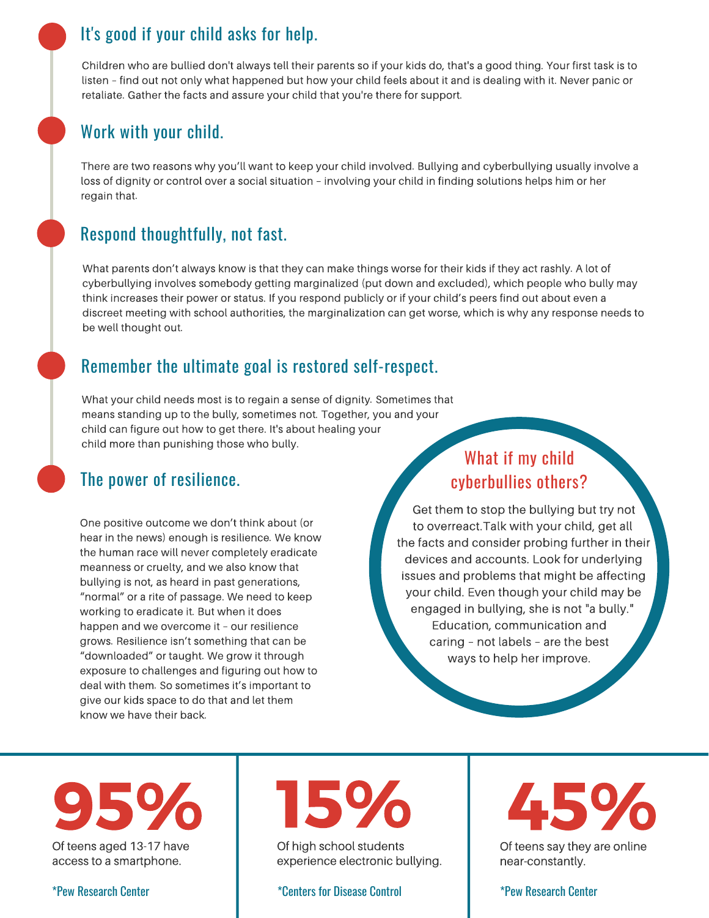## It's good if your child asks for help.

Children who are bullied don't always tell their parents so if your kids do, that's a good thing. Your first task is to listen – find out not only what happened but how your child feels about it and is dealing with it. Never panic or retaliate. Gather the facts and assure your child that you're there for support.

## Work with your child.

There are two reasons why you'll want to keep your child involved. Bullying and cyberbullying usually involve a loss of dignity or control over a social situation – involving your child in finding solutions helps him or her regain that.

## Respond thoughtfully, not fast.

What parents don't always know is that they can make things worse for their kids if they act rashly. A lot of cyberbullying involves somebody getting marginalized (put down and excluded), which people who bully may think increases their power or status. If you respond publicly or if your child's peers find out about even a discreet meeting with school authorities, the marginalization can get worse, which is why any response needs to be well thought out.

## Remember the ultimate goal is restored self-respect.

What your child needs most is to regain a sense of dignity. Sometimes that means standing up to the bully, sometimes not. Together, you and your child can figure out how to get there. It's about healing your child more than punishing those who bully.

## The power of resilience.

One positive outcome we don't think about (or hear in the news) enough is resilience. We know the human race will never completely eradicate meanness or cruelty, and we also know that bullying is not, as heard in past generations, "normal" or a rite of passage. We need to keep working to eradicate it. But when it does happen and we overcome it – our resilience grows. Resilience isn't something that can be "downloaded" or taught. We grow it through exposure to challenges and figuring out how to deal with them. So sometimes it's important to give our kids space to do that and let them know we have their back.

## What if my child cyberbullies others?

Get them to stop the bullying but try not to overreact.Talk with your child, get all the facts and consider probing further in their devices and accounts. Look for underlying issues and problems that might be affecting your child. Even though your child may be engaged in bullying, she is not "a bully." Education, communication and caring – not labels – are the best ways to help her improve.

**95%**

Of teens aged 13-17 have access to a smartphone.

*Pew Research Center

**15%**

Of high school students experience electronic bullying.

*Centers for Disease Control

**45%**

Of teens say they are online near-constantly.

*Pew Research Center